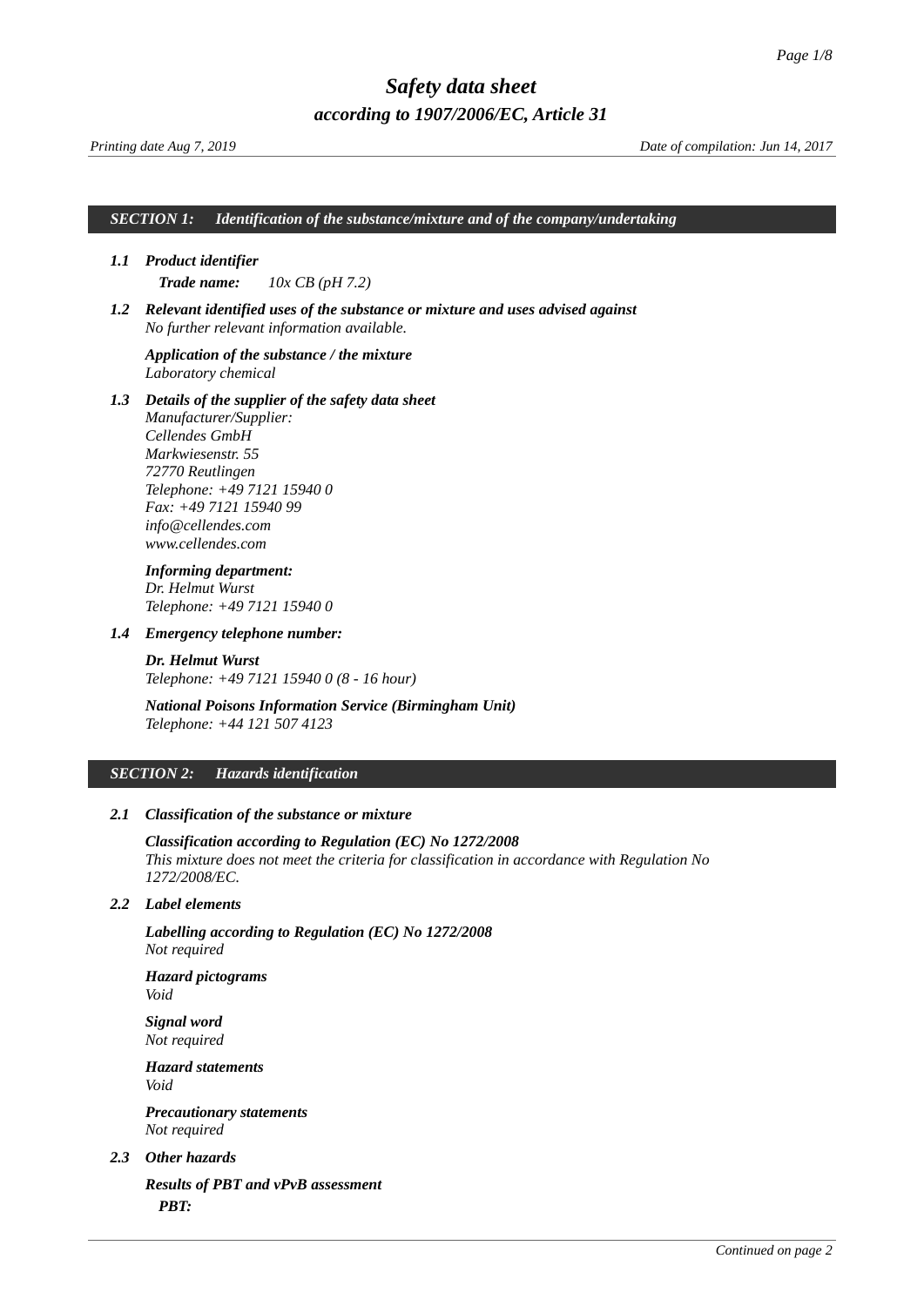# *Safety data sheet*

## *according to 1907/2006/EC, Article 31*

*Printing date Aug 7, 2019* *Date of compilation: Jun 14, 2017*

## *SECTION 1: Identification of the substance/mixture and of the company/undertaking*

### *1.1 Product identifier*

***Trade name:*** *10x CB (pH 7.2)*

### *1.2 Relevant identified uses of the substance or mixture and uses advised against*

*No further relevant information available.*

***Application of the substance / the mixture***
*Laboratory chemical*

### *1.3 Details of the supplier of the safety data sheet*

*Manufacturer/Supplier:*
*Cellendes GmbH*
*Markwiesenstr. 55*
*72770 Reutlingen*
*Telephone: +49 7121 15940 0*
*Fax: +49 7121 15940 99*
*info@cellendes.com*
*www.cellendes.com*

***Informing department:***
*Dr. Helmut Wurst*
*Telephone: +49 7121 15940 0*

### *1.4 Emergency telephone number:*

***Dr. Helmut Wurst***
*Telephone: +49 7121 15940 0 (8 - 16 hour)*

***National Poisons Information Service (Birmingham Unit)***
*Telephone: +44 121 507 4123*

## *SECTION 2: Hazards identification*

### *2.1 Classification of the substance or mixture*

***Classification according to Regulation (EC) No 1272/2008***
*This mixture does not meet the criteria for classification in accordance with Regulation No 1272/2008/EC.*

### *2.2 Label elements*

***Labelling according to Regulation (EC) No 1272/2008***
*Not required*

***Hazard pictograms***
*Void*

***Signal word***
*Not required*

***Hazard statements***
*Void*

***Precautionary statements***
*Not required*

### *2.3 Other hazards*

***Results of PBT and vPvB assessment***

***PBT:***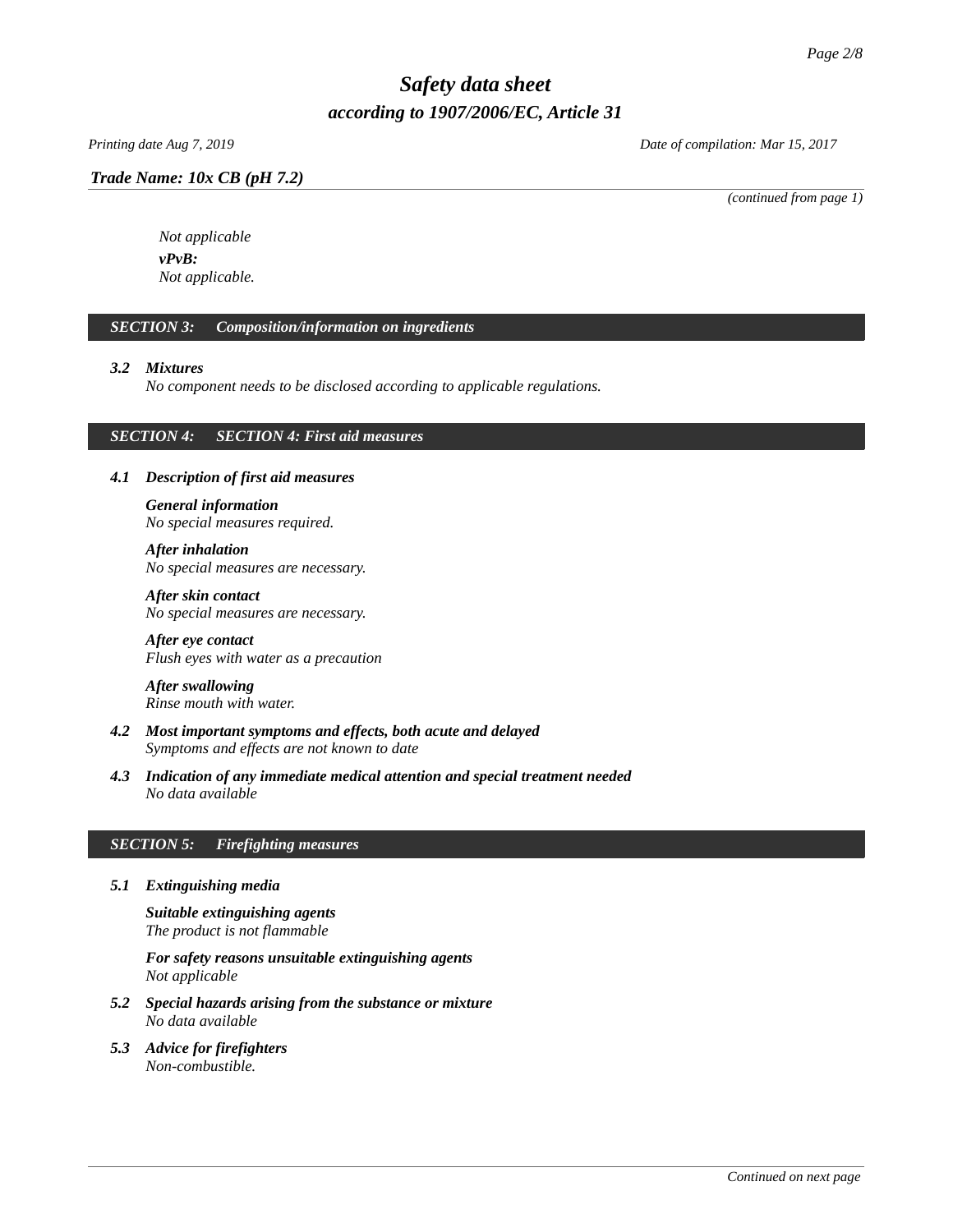*(continued from page 1)*

*Not applicable*

***vPvB:***

*Not applicable.*

## *SECTION 3: Composition/information on ingredients*

### *3.2 Mixtures*

*No component needs to be disclosed according to applicable regulations.*

## *SECTION 4: SECTION 4: First aid measures*

### *4.1 Description of first aid measures*

***General information***
*No special measures required.*

***After inhalation***
*No special measures are necessary.*

***After skin contact***
*No special measures are necessary.*

***After eye contact***
*Flush eyes with water as a precaution*

***After swallowing***
*Rinse mouth with water.*

### *4.2 Most important symptoms and effects, both acute and delayed*

*Symptoms and effects are not known to date*

### *4.3 Indication of any immediate medical attention and special treatment needed*

*No data available*

## *SECTION 5: Firefighting measures*

### *5.1 Extinguishing media*

***Suitable extinguishing agents***
*The product is not flammable*

***For safety reasons unsuitable extinguishing agents***
*Not applicable*

### *5.2 Special hazards arising from the substance or mixture*

*No data available*

### *5.3 Advice for firefighters*

*Non-combustible.*

*Continued on next page*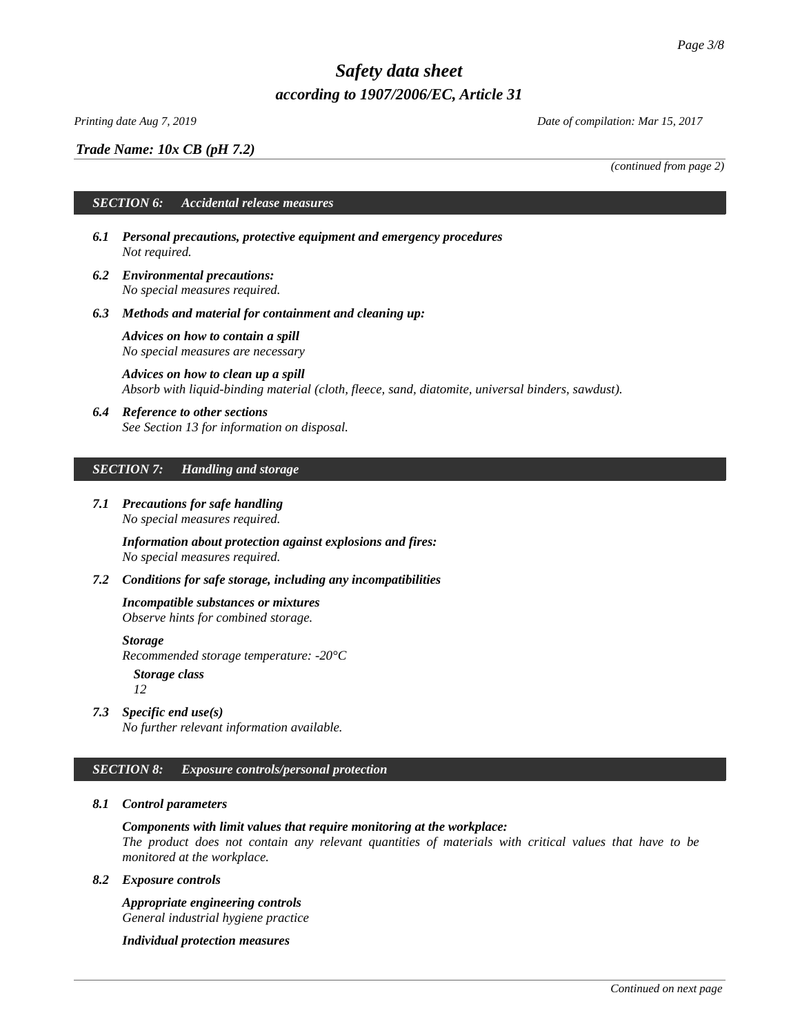*Trade Name: 10x CB (pH 7.2)*

*(continued from page 2)*

## SECTION 6: Accidental release measures

**6.1 Personal precautions, protective equipment and emergency procedures**
*Not required.*

**6.2 Environmental precautions:**
*No special measures required.*

**6.3 Methods and material for containment and cleaning up:**

**Advices on how to contain a spill**
*No special measures are necessary*

**Advices on how to clean up a spill**
*Absorb with liquid-binding material (cloth, fleece, sand, diatomite, universal binders, sawdust).*

**6.4 Reference to other sections**
*See Section 13 for information on disposal.*

## SECTION 7: Handling and storage

**7.1 Precautions for safe handling**
*No special measures required.*

**Information about protection against explosions and fires:**
*No special measures required.*

**7.2 Conditions for safe storage, including any incompatibilities**

**Incompatible substances or mixtures**
*Observe hints for combined storage.*

**Storage**
*Recommended storage temperature: -20°C*

**Storage class**
*12*

**7.3 Specific end use(s)**
*No further relevant information available.*

## SECTION 8: Exposure controls/personal protection

**8.1 Control parameters**

**Components with limit values that require monitoring at the workplace:**
*The product does not contain any relevant quantities of materials with critical values that have to be monitored at the workplace.*

**8.2 Exposure controls**

**Appropriate engineering controls**
*General industrial hygiene practice*

**Individual protection measures**

*Continued on next page*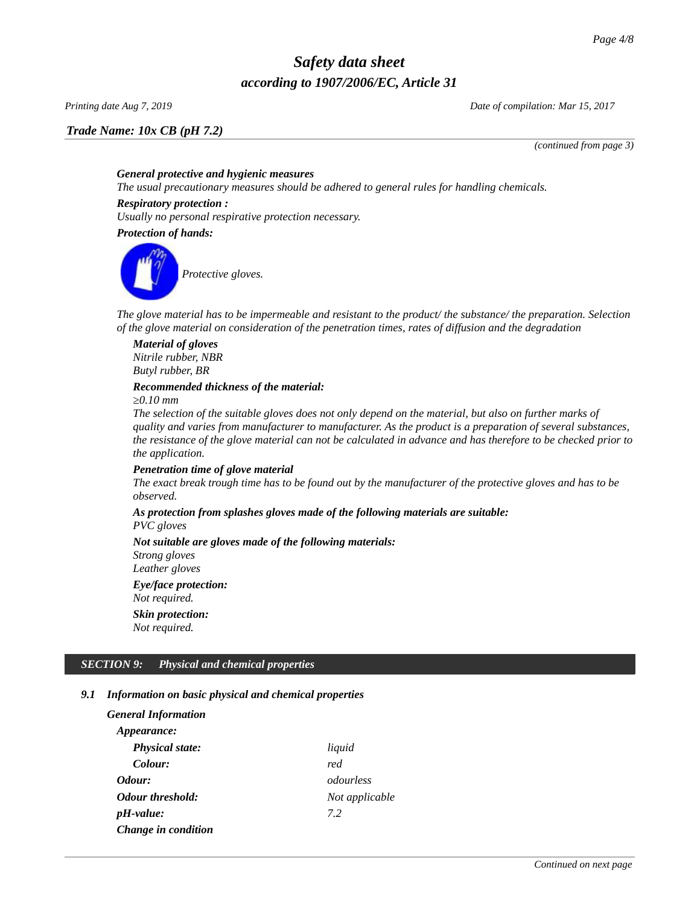*(continued from page 3)*

***General protective and hygienic measures***
*The usual precautionary measures should be adhered to general rules for handling chemicals.*

***Respiratory protection :***
*Usually no personal respirative protection necessary.*

***Protection of hands:***

*Protective gloves.*

*The glove material has to be impermeable and resistant to the product/ the substance/ the preparation. Selection of the glove material on consideration of the penetration times, rates of diffusion and the degradation*

***Material of gloves***
*Nitrile rubber, NBR*
*Butyl rubber, BR*

***Recommended thickness of the material:***
*≥0.10 mm*
*The selection of the suitable gloves does not only depend on the material, but also on further marks of quality and varies from manufacturer to manufacturer. As the product is a preparation of several substances, the resistance of the glove material can not be calculated in advance and has therefore to be checked prior to the application.*

***Penetration time of glove material***
*The exact break trough time has to be found out by the manufacturer of the protective gloves and has to be observed.*

***As protection from splashes gloves made of the following materials are suitable:***
*PVC gloves*

***Not suitable are gloves made of the following materials:***
*Strong gloves*
*Leather gloves*

***Eye/face protection:***
*Not required.*

***Skin protection:***
*Not required.*

## *SECTION 9: Physical and chemical properties*

### *9.1 Information on basic physical and chemical properties*

***General Information***

***Appearance:***

| | |
|---|---|
| ***Physical state:*** | *liquid* |
| ***Colour:*** | *red* |
| ***Odour:*** | *odourless* |
| ***Odour threshold:*** | *Not applicable* |
| ***pH-value:*** | *7.2* |

***Change in condition***

*Continued on next page*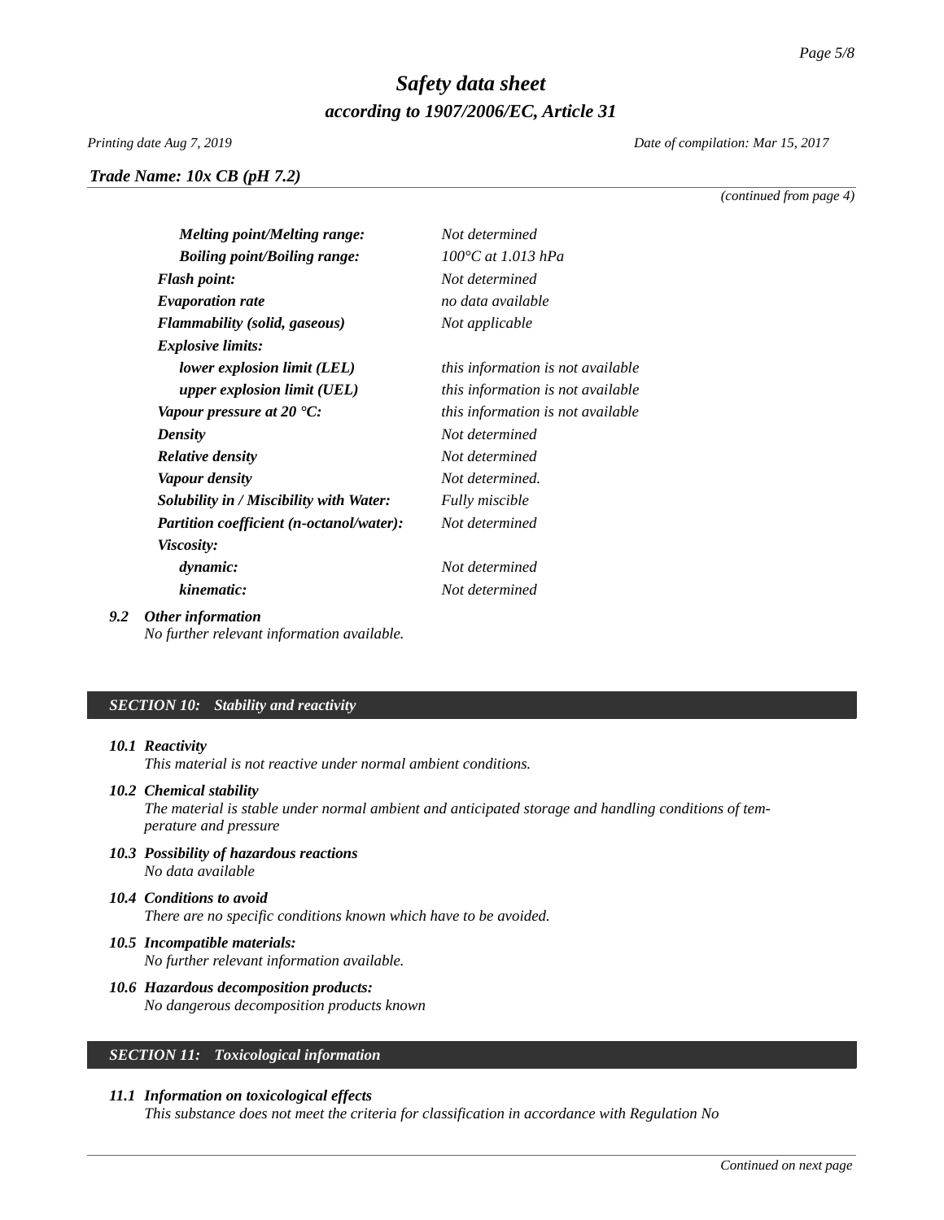*Trade Name: 10x CB (pH 7.2)*

*(continued from page 4)*

| | |
|---|---|
| ***Melting point/Melting range:*** | *Not determined* |
| ***Boiling point/Boiling range:*** | *100°C at 1.013 hPa* |
| ***Flash point:*** | *Not determined* |
| ***Evaporation rate*** | *no data available* |
| ***Flammability (solid, gaseous)*** | *Not applicable* |
| ***Explosive limits:*** | |
| ***lower explosion limit (LEL)*** | *this information is not available* |
| ***upper explosion limit (UEL)*** | *this information is not available* |
| ***Vapour pressure at 20 °C:*** | *this information is not available* |
| ***Density*** | *Not determined* |
| ***Relative density*** | *Not determined* |
| ***Vapour density*** | *Not determined.* |
| ***Solubility in / Miscibility with Water:*** | *Fully miscible* |
| ***Partition coefficient (n-octanol/water):*** | *Not determined* |
| ***Viscosity:*** | |
| ***dynamic:*** | *Not determined* |
| ***kinematic:*** | *Not determined* |

***9.2 Other information***
*No further relevant information available.*

## *SECTION 10: Stability and reactivity*

***10.1 Reactivity***
*This material is not reactive under normal ambient conditions.*

***10.2 Chemical stability***
*The material is stable under normal ambient and anticipated storage and handling conditions of temperature and pressure*

***10.3 Possibility of hazardous reactions***
*No data available*

***10.4 Conditions to avoid***
*There are no specific conditions known which have to be avoided.*

***10.5 Incompatible materials:***
*No further relevant information available.*

***10.6 Hazardous decomposition products:***
*No dangerous decomposition products known*

## *SECTION 11: Toxicological information*

***11.1 Information on toxicological effects***
*This substance does not meet the criteria for classification in accordance with Regulation No*

*Continued on next page*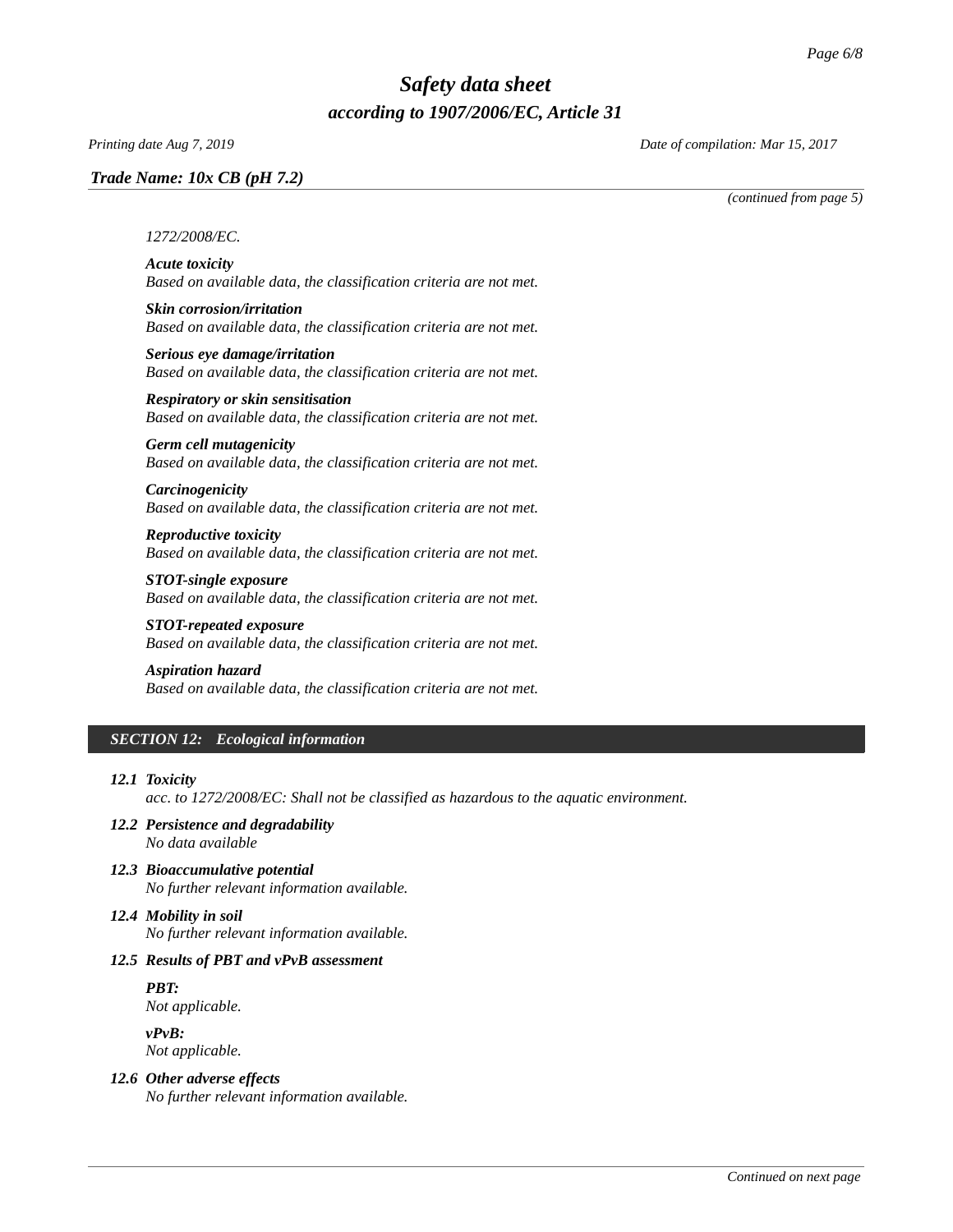*(continued from page 5)*

*1272/2008/EC.*

***Acute toxicity***
*Based on available data, the classification criteria are not met.*

***Skin corrosion/irritation***
*Based on available data, the classification criteria are not met.*

***Serious eye damage/irritation***
*Based on available data, the classification criteria are not met.*

***Respiratory or skin sensitisation***
*Based on available data, the classification criteria are not met.*

***Germ cell mutagenicity***
*Based on available data, the classification criteria are not met.*

***Carcinogenicity***
*Based on available data, the classification criteria are not met.*

***Reproductive toxicity***
*Based on available data, the classification criteria are not met.*

***STOT-single exposure***
*Based on available data, the classification criteria are not met.*

***STOT-repeated exposure***
*Based on available data, the classification criteria are not met.*

***Aspiration hazard***
*Based on available data, the classification criteria are not met.*

## *SECTION 12: Ecological information*

***12.1 Toxicity***
*acc. to 1272/2008/EC: Shall not be classified as hazardous to the aquatic environment.*

***12.2 Persistence and degradability***
*No data available*

***12.3 Bioaccumulative potential***
*No further relevant information available.*

***12.4 Mobility in soil***
*No further relevant information available.*

***12.5 Results of PBT and vPvB assessment***

***PBT:***
*Not applicable.*

***vPvB:***
*Not applicable.*

***12.6 Other adverse effects***
*No further relevant information available.*

*Continued on next page*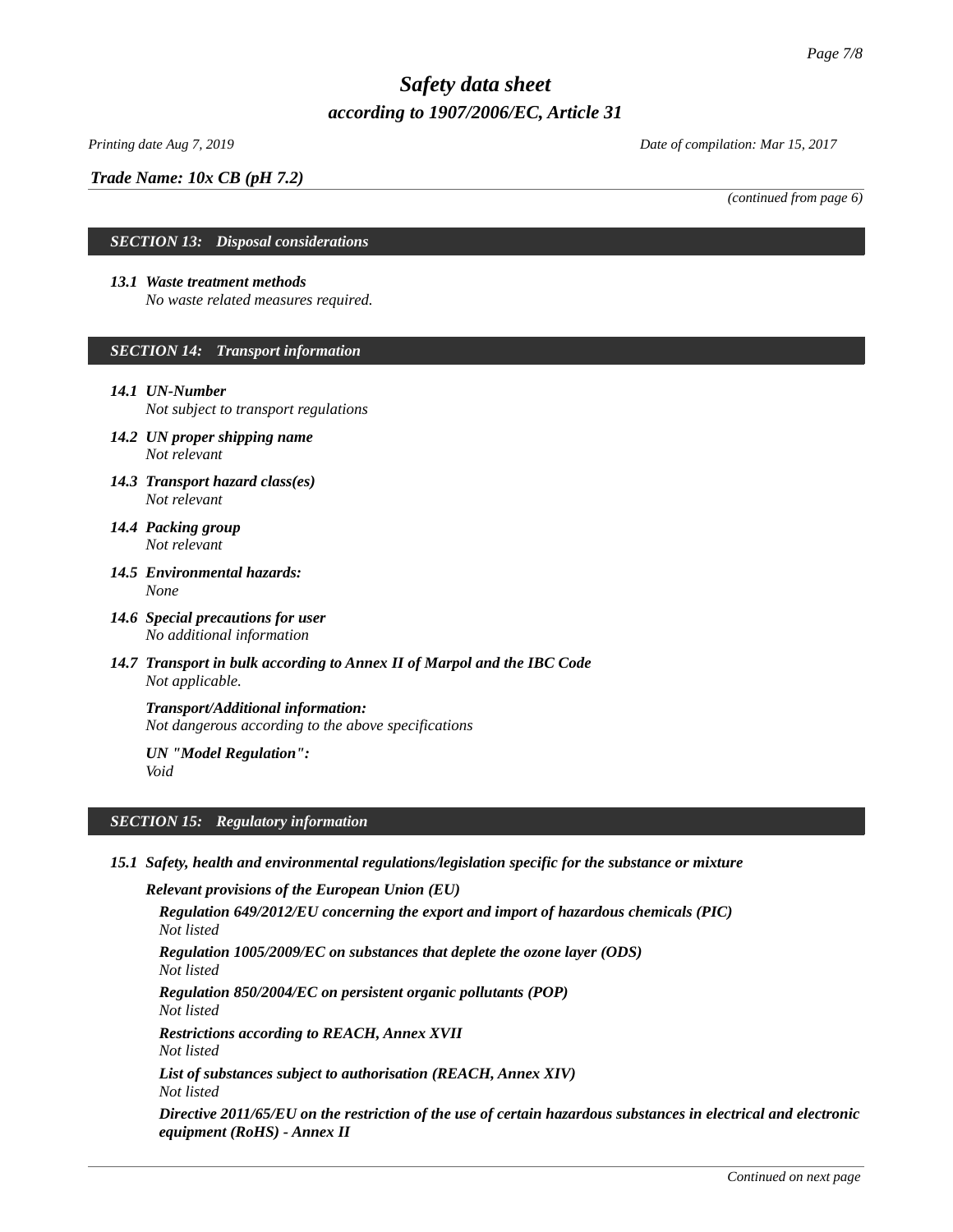*Trade Name: 10x CB (pH 7.2)*

*(continued from page 6)*

## SECTION 13: Disposal considerations

**13.1 Waste treatment methods**
*No waste related measures required.*

## SECTION 14: Transport information

**14.1 UN-Number**
*Not subject to transport regulations*

**14.2 UN proper shipping name**
*Not relevant*

**14.3 Transport hazard class(es)**
*Not relevant*

**14.4 Packing group**
*Not relevant*

**14.5 Environmental hazards:**
*None*

**14.6 Special precautions for user**
*No additional information*

**14.7 Transport in bulk according to Annex II of Marpol and the IBC Code**
*Not applicable.*

**Transport/Additional information:**
*Not dangerous according to the above specifications*

**UN "Model Regulation":**
*Void*

## SECTION 15: Regulatory information

**15.1 Safety, health and environmental regulations/legislation specific for the substance or mixture**

**Relevant provisions of the European Union (EU)**

**Regulation 649/2012/EU concerning the export and import of hazardous chemicals (PIC)**
*Not listed*

**Regulation 1005/2009/EC on substances that deplete the ozone layer (ODS)**
*Not listed*

**Regulation 850/2004/EC on persistent organic pollutants (POP)**
*Not listed*

**Restrictions according to REACH, Annex XVII**
*Not listed*

**List of substances subject to authorisation (REACH, Annex XIV)**
*Not listed*

**Directive 2011/65/EU on the restriction of the use of certain hazardous substances in electrical and electronic equipment (RoHS) - Annex II**

*Continued on next page*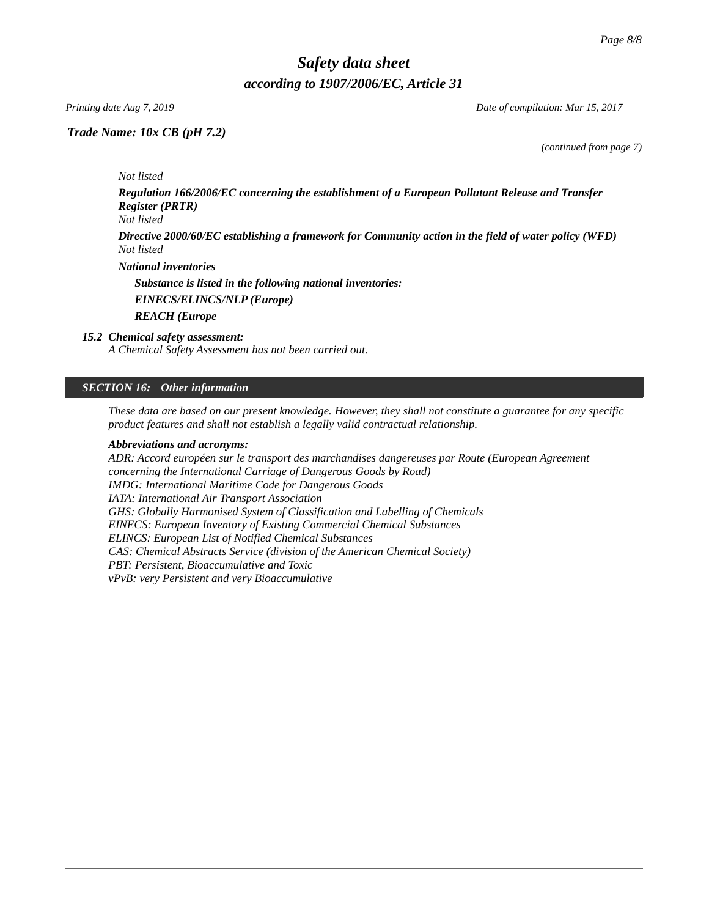*(continued from page 7)*

*Not listed*

***Regulation 166/2006/EC concerning the establishment of a European Pollutant Release and Transfer Register (PRTR)***
*Not listed*

***Directive 2000/60/EC establishing a framework for Community action in the field of water policy (WFD)***
*Not listed*

***National inventories***

***Substance is listed in the following national inventories:***

***EINECS/ELINCS/NLP (Europe)***

***REACH (Europe***

***15.2 Chemical safety assessment:***
*A Chemical Safety Assessment has not been carried out.*

## *SECTION 16: Other information*

*These data are based on our present knowledge. However, they shall not constitute a guarantee for any specific product features and shall not establish a legally valid contractual relationship.*

***Abbreviations and acronyms:***
*ADR: Accord européen sur le transport des marchandises dangereuses par Route (European Agreement concerning the International Carriage of Dangerous Goods by Road)*
*IMDG: International Maritime Code for Dangerous Goods*
*IATA: International Air Transport Association*
*GHS: Globally Harmonised System of Classification and Labelling of Chemicals*
*EINECS: European Inventory of Existing Commercial Chemical Substances*
*ELINCS: European List of Notified Chemical Substances*
*CAS: Chemical Abstracts Service (division of the American Chemical Society)*
*PBT: Persistent, Bioaccumulative and Toxic*
*vPvB: very Persistent and very Bioaccumulative*